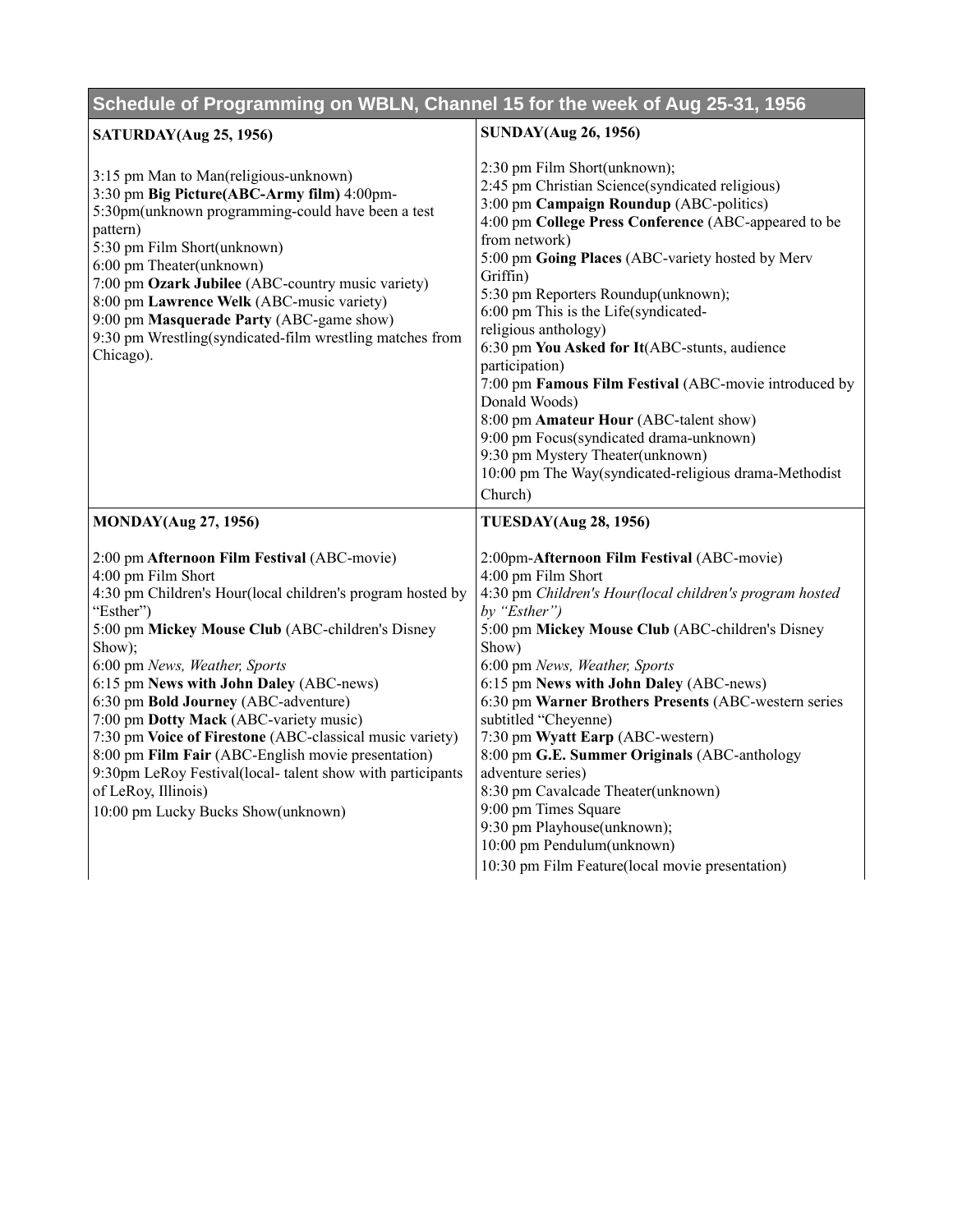## Schedule of Programming on WBLN, Channel 15 for the week of Aug 25-31, 1956

| **SATURDAY(Aug 25, 1956)** | **SUNDAY(Aug 26, 1956)** |
|---|---|
| 3:15 pm Man to Man(religious-unknown)<br>3:30 pm **Big Picture(ABC-Army film)** 4:00pm-5:30pm(unknown programming-could have been a test pattern)<br>5:30 pm Film Short(unknown)<br>6:00 pm Theater(unknown)<br>7:00 pm **Ozark Jubilee** (ABC-country music variety)<br>8:00 pm **Lawrence Welk** (ABC-music variety)<br>9:00 pm **Masquerade Party** (ABC-game show)<br>9:30 pm Wrestling(syndicated-film wrestling matches from Chicago). | 2:30 pm Film Short(unknown);<br>2:45 pm Christian Science(syndicated religious)<br>3:00 pm **Campaign Roundup** (ABC-politics)<br>4:00 pm **College Press Conference** (ABC-appeared to be from network)<br>5:00 pm **Going Places** (ABC-variety hosted by Merv Griffin)<br>5:30 pm Reporters Roundup(unknown);<br>6:00 pm This is the Life(syndicated-religious anthology)<br>6:30 pm **You Asked for It**(ABC-stunts, audience participation)<br>7:00 pm **Famous Film Festival** (ABC-movie introduced by Donald Woods)<br>8:00 pm **Amateur Hour** (ABC-talent show)<br>9:00 pm Focus(syndicated drama-unknown)<br>9:30 pm Mystery Theater(unknown)<br>10:00 pm The Way(syndicated-religious drama-Methodist Church) |
| **MONDAY(Aug 27, 1956)** | **TUESDAY(Aug 28, 1956)** |
| 2:00 pm **Afternoon Film Festival** (ABC-movie)<br>4:00 pm Film Short<br>4:30 pm Children's Hour(local children's program hosted by "Esther")<br>5:00 pm **Mickey Mouse Club** (ABC-children's Disney Show);<br>6:00 pm *News, Weather, Sports*<br>6:15 pm **News with John Daley** (ABC-news)<br>6:30 pm **Bold Journey** (ABC-adventure)<br>7:00 pm **Dotty Mack** (ABC-variety music)<br>7:30 pm **Voice of Firestone** (ABC-classical music variety)<br>8:00 pm **Film Fair** (ABC-English movie presentation)<br>9:30pm LeRoy Festival(local- talent show with participants of LeRoy, Illinois)<br>10:00 pm Lucky Bucks Show(unknown) | 2:00pm-**Afternoon Film Festival** (ABC-movie)<br>4:00 pm Film Short<br>4:30 pm *Children's Hour(local children's program hosted by "Esther")*<br>5:00 pm **Mickey Mouse Club** (ABC-children's Disney Show)<br>6:00 pm *News, Weather, Sports*<br>6:15 pm **News with John Daley** (ABC-news)<br>6:30 pm **Warner Brothers Presents** (ABC-western series subtitled "Cheyenne)<br>7:30 pm **Wyatt Earp** (ABC-western)<br>8:00 pm **G.E. Summer Originals** (ABC-anthology adventure series)<br>8:30 pm Cavalcade Theater(unknown)<br>9:00 pm Times Square<br>9:30 pm Playhouse(unknown);<br>10:00 pm Pendulum(unknown)<br>10:30 pm Film Feature(local movie presentation) |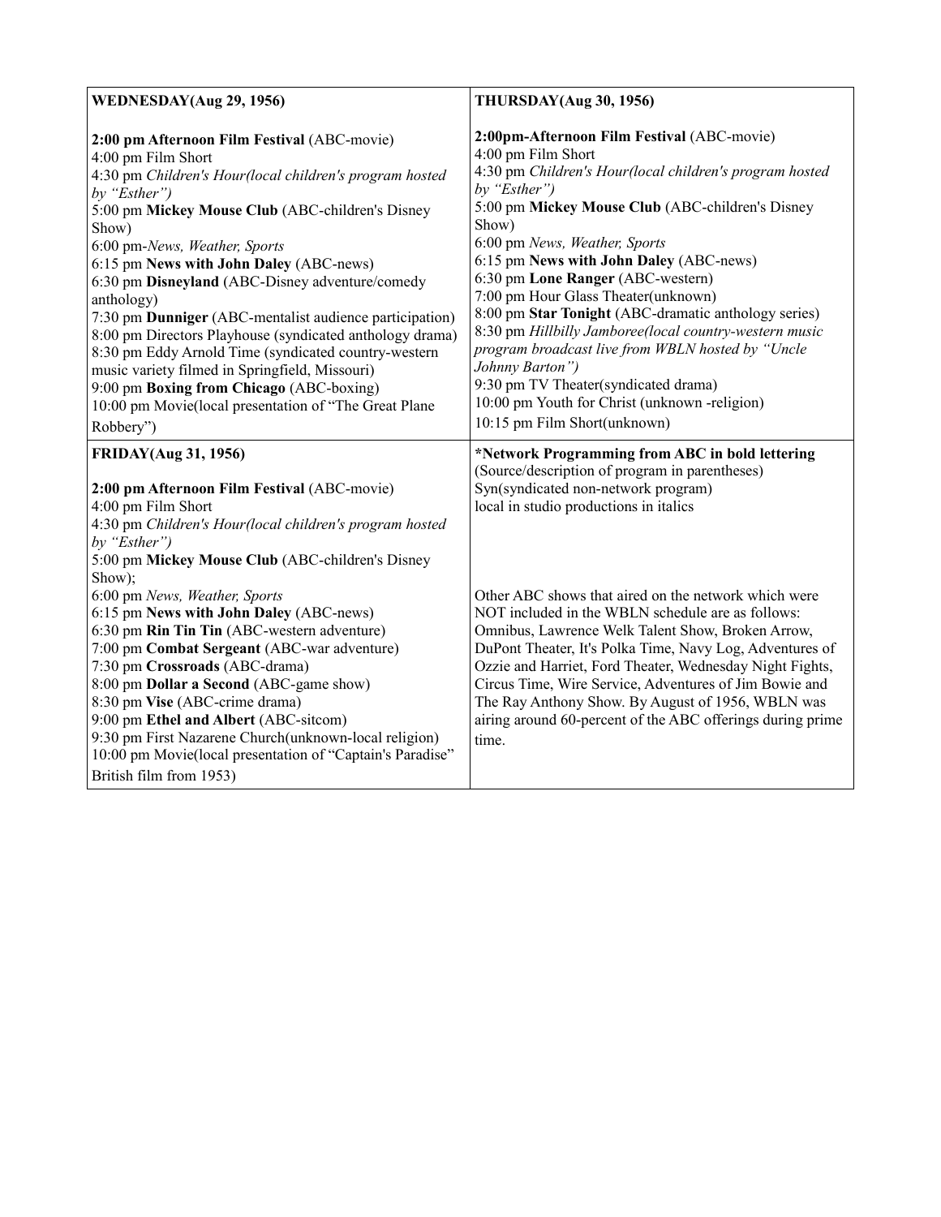| | |
|---|---|
| **WEDNESDAY(Aug 29, 1956)**<br><br>**2:00 pm Afternoon Film Festival** (ABC-movie)<br>4:00 pm Film Short<br>4:30 pm *Children's Hour(local children's program hosted by "Esther")*<br>5:00 pm **Mickey Mouse Club** (ABC-children's Disney Show)<br>6:00 pm-*News, Weather, Sports*<br>6:15 pm **News with John Daley** (ABC-news)<br>6:30 pm **Disneyland** (ABC-Disney adventure/comedy anthology)<br>7:30 pm **Dunniger** (ABC-mentalist audience participation)<br>8:00 pm Directors Playhouse (syndicated anthology drama)<br>8:30 pm Eddy Arnold Time (syndicated country-western music variety filmed in Springfield, Missouri)<br>9:00 pm **Boxing from Chicago** (ABC-boxing)<br>10:00 pm Movie(local presentation of "The Great Plane Robbery") | **THURSDAY(Aug 30, 1956)**<br><br>**2:00pm-Afternoon Film Festival** (ABC-movie)<br>4:00 pm Film Short<br>4:30 pm *Children's Hour(local children's program hosted by "Esther")*<br>5:00 pm **Mickey Mouse Club** (ABC-children's Disney Show)<br>6:00 pm *News, Weather, Sports*<br>6:15 pm **News with John Daley** (ABC-news)<br>6:30 pm **Lone Ranger** (ABC-western)<br>7:00 pm Hour Glass Theater(unknown)<br>8:00 pm **Star Tonight** (ABC-dramatic anthology series)<br>8:30 pm *Hillbilly Jamboree(local country-western music program broadcast live from WBLN hosted by "Uncle Johnny Barton")*<br>9:30 pm TV Theater(syndicated drama)<br>10:00 pm Youth for Christ (unknown -religion)<br>10:15 pm Film Short(unknown) |
| **FRIDAY(Aug 31, 1956)**<br><br>**2:00 pm Afternoon Film Festival** (ABC-movie)<br>4:00 pm Film Short<br>4:30 pm *Children's Hour(local children's program hosted by "Esther")*<br>5:00 pm **Mickey Mouse Club** (ABC-children's Disney Show);<br>6:00 pm *News, Weather, Sports*<br>6:15 pm **News with John Daley** (ABC-news)<br>6:30 pm **Rin Tin Tin** (ABC-western adventure)<br>7:00 pm **Combat Sergeant** (ABC-war adventure)<br>7:30 pm **Crossroads** (ABC-drama)<br>8:00 pm **Dollar a Second** (ABC-game show)<br>8:30 pm **Vise** (ABC-crime drama)<br>9:00 pm **Ethel and Albert** (ABC-sitcom)<br>9:30 pm First Nazarene Church(unknown-local religion)<br>10:00 pm Movie(local presentation of "Captain's Paradise" British film from 1953) | ***Network Programming from ABC in bold lettering**<br>(Source/description of program in parentheses)<br>Syn(syndicated non-network program)<br>local in studio productions in italics<br><br>Other ABC shows that aired on the network which were NOT included in the WBLN schedule are as follows: Omnibus, Lawrence Welk Talent Show, Broken Arrow, DuPont Theater, It's Polka Time, Navy Log, Adventures of Ozzie and Harriet, Ford Theater, Wednesday Night Fights, Circus Time, Wire Service, Adventures of Jim Bowie and The Ray Anthony Show. By August of 1956, WBLN was airing around 60-percent of the ABC offerings during prime time. |